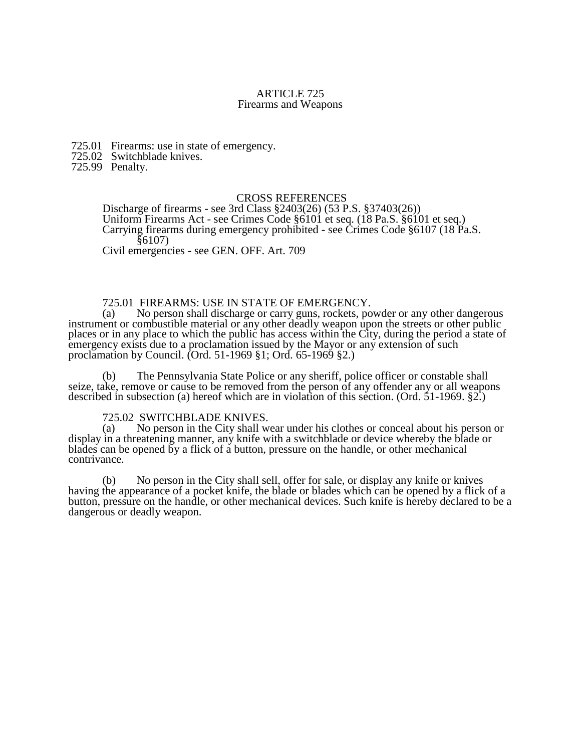# ARTICLE 725
## Firearms and Weapons

725.01 Firearms: use in state of emergency.
725.02 Switchblade knives.
725.99 Penalty.

### CROSS REFERENCES

Discharge of firearms - see 3rd Class §2403(26) (53 P.S. §37403(26))
Uniform Firearms Act - see Crimes Code §6101 et seq. (18 Pa.S. §6101 et seq.)
Carrying firearms during emergency prohibited - see Crimes Code §6107 (18 Pa.S. §6107)
Civil emergencies - see GEN. OFF. Art. 709

### 725.01 FIREARMS: USE IN STATE OF EMERGENCY.

(a) No person shall discharge or carry guns, rockets, powder or any other dangerous instrument or combustible material or any other deadly weapon upon the streets or other public places or in any place to which the public has access within the City, during the period a state of emergency exists due to a proclamation issued by the Mayor or any extension of such proclamation by Council. (Ord. 51-1969 §1; Ord. 65-1969 §2.)

(b) The Pennsylvania State Police or any sheriff, police officer or constable shall seize, take, remove or cause to be removed from the person of any offender any or all weapons described in subsection (a) hereof which are in violation of this section. (Ord. 51-1969. §2.)

### 725.02 SWITCHBLADE KNIVES.

(a) No person in the City shall wear under his clothes or conceal about his person or display in a threatening manner, any knife with a switchblade or device whereby the blade or blades can be opened by a flick of a button, pressure on the handle, or other mechanical contrivance.

(b) No person in the City shall sell, offer for sale, or display any knife or knives having the appearance of a pocket knife, the blade or blades which can be opened by a flick of a button, pressure on the handle, or other mechanical devices. Such knife is hereby declared to be a dangerous or deadly weapon.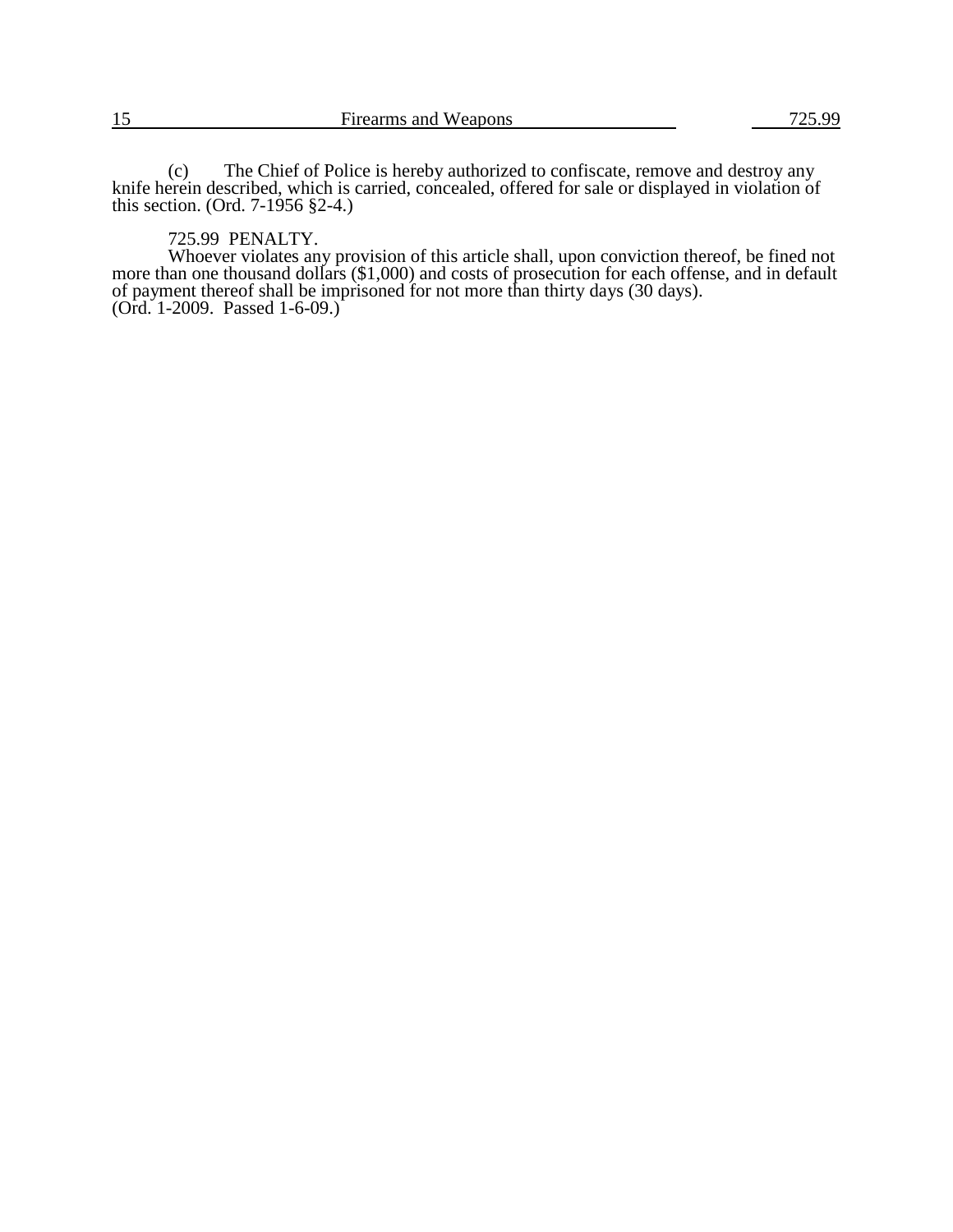(c) The Chief of Police is hereby authorized to confiscate, remove and destroy any knife herein described, which is carried, concealed, offered for sale or displayed in violation of this section. (Ord. 7-1956 §2-4.)

725.99 PENALTY.

Whoever violates any provision of this article shall, upon conviction thereof, be fined not more than one thousand dollars ($1,000) and costs of prosecution for each offense, and in default of payment thereof shall be imprisoned for not more than thirty days (30 days).
(Ord. 1-2009. Passed 1-6-09.)